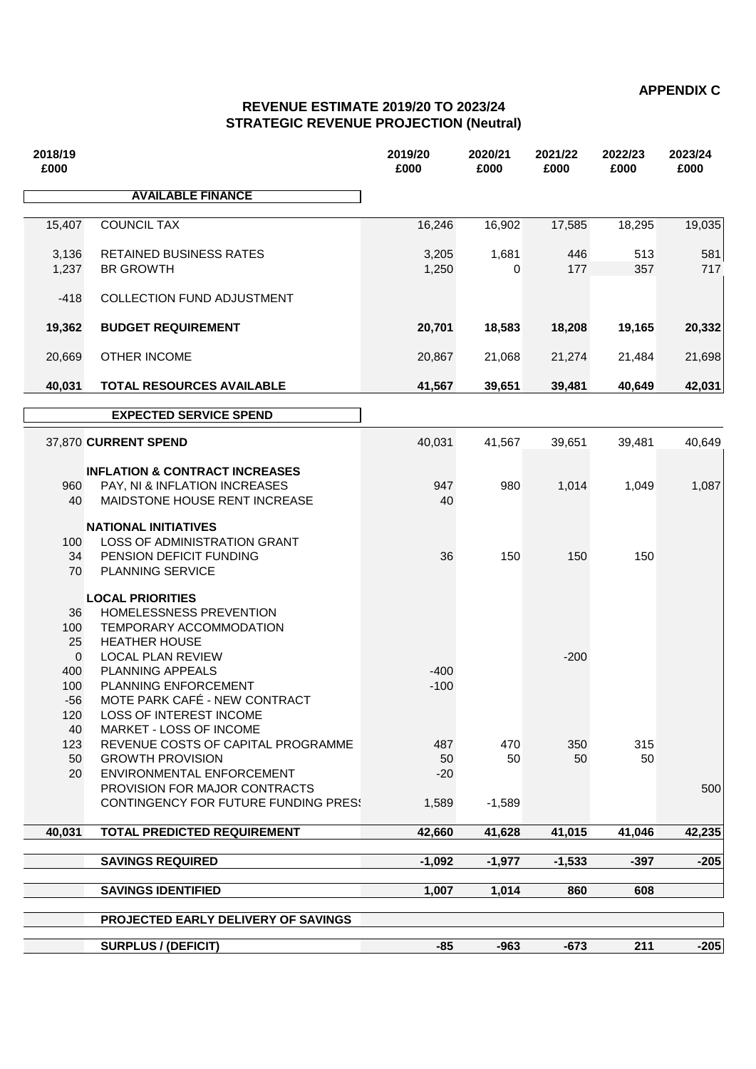**APPENDIX C**

## REVENUE ESTIMATE 2019/20 TO 2023/24
## STRATEGIC REVENUE PROJECTION (Neutral)

| 2018/19 £000 | | 2019/20 £000 | 2020/21 £000 | 2021/22 £000 | 2022/23 £000 | 2023/24 £000 |
|---|---|---|---|---|---|---|
| | **AVAILABLE FINANCE** | | | | | |
| 15,407 | COUNCIL TAX | 16,246 | 16,902 | 17,585 | 18,295 | 19,035 |
| 3,136 | RETAINED BUSINESS RATES | 3,205 | 1,681 | 446 | 513 | 581 |
| 1,237 | BR GROWTH | 1,250 | 0 | 177 | 357 | 717 |
| -418 | COLLECTION FUND ADJUSTMENT | | | | | |
| **19,362** | **BUDGET REQUIREMENT** | **20,701** | **18,583** | **18,208** | **19,165** | **20,332** |
| 20,669 | OTHER INCOME | 20,867 | 21,068 | 21,274 | 21,484 | 21,698 |
| **40,031** | **TOTAL RESOURCES AVAILABLE** | **41,567** | **39,651** | **39,481** | **40,649** | **42,031** |
| | **EXPECTED SERVICE SPEND** | | | | | |
| 37,870 | **CURRENT SPEND** | 40,031 | 41,567 | 39,651 | 39,481 | 40,649 |
| | **INFLATION & CONTRACT INCREASES** | | | | | |
| 960 | PAY, NI & INFLATION INCREASES | 947 | 980 | 1,014 | 1,049 | 1,087 |
| 40 | MAIDSTONE HOUSE RENT INCREASE | 40 | | | | |
| | **NATIONAL INITIATIVES** | | | | | |
| 100 | LOSS OF ADMINISTRATION GRANT | | | | | |
| 34 | PENSION DEFICIT FUNDING | 36 | 150 | 150 | 150 | |
| 70 | PLANNING SERVICE | | | | | |
| | **LOCAL PRIORITIES** | | | | | |
| 36 | HOMELESSNESS PREVENTION | | | | | |
| 100 | TEMPORARY ACCOMMODATION | | | | | |
| 25 | HEATHER HOUSE | | | | | |
| 0 | LOCAL PLAN REVIEW | | | -200 | | |
| 400 | PLANNING APPEALS | -400 | | | | |
| 100 | PLANNING ENFORCEMENT | -100 | | | | |
| -56 | MOTE PARK CAFÉ - NEW CONTRACT | | | | | |
| 120 | LOSS OF INTEREST INCOME | | | | | |
| 40 | MARKET - LOSS OF INCOME | | | | | |
| 123 | REVENUE COSTS OF CAPITAL PROGRAMME | 487 | 470 | 350 | 315 | |
| 50 | GROWTH PROVISION | 50 | 50 | 50 | 50 | |
| 20 | ENVIRONMENTAL ENFORCEMENT | -20 | | | | |
| | PROVISION FOR MAJOR CONTRACTS | | | | | 500 |
| | CONTINGENCY FOR FUTURE FUNDING PRESS | 1,589 | -1,589 | | | |
| **40,031** | **TOTAL PREDICTED REQUIREMENT** | **42,660** | **41,628** | **41,015** | **41,046** | **42,235** |
| | **SAVINGS REQUIRED** | **-1,092** | **-1,977** | **-1,533** | **-397** | **-205** |
| | **SAVINGS IDENTIFIED** | **1,007** | **1,014** | **860** | **608** | |
| | **PROJECTED EARLY DELIVERY OF SAVINGS** | | | | | |
| | **SURPLUS / (DEFICIT)** | **-85** | **-963** | **-673** | **211** | **-205** |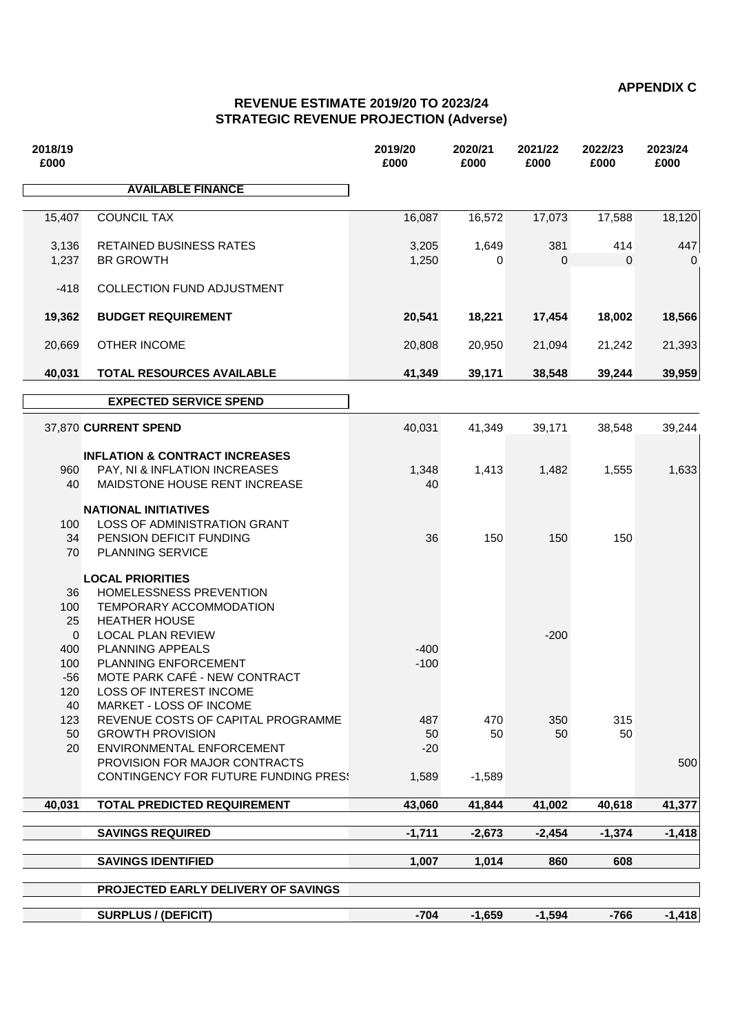**APPENDIX C**

## REVENUE ESTIMATE 2019/20 TO 2023/24
## STRATEGIC REVENUE PROJECTION (Adverse)

| 2018/19 £000 | | 2019/20 £000 | 2020/21 £000 | 2021/22 £000 | 2022/23 £000 | 2023/24 £000 |
|---|---|---|---|---|---|---|
| | **AVAILABLE FINANCE** | | | | | |
| 15,407 | COUNCIL TAX | 16,087 | 16,572 | 17,073 | 17,588 | 18,120 |
| 3,136 | RETAINED BUSINESS RATES | 3,205 | 1,649 | 381 | 414 | 447 |
| 1,237 | BR GROWTH | 1,250 | 0 | 0 | 0 | 0 |
| -418 | COLLECTION FUND ADJUSTMENT | | | | | |
| **19,362** | **BUDGET REQUIREMENT** | **20,541** | **18,221** | **17,454** | **18,002** | **18,566** |
| 20,669 | OTHER INCOME | 20,808 | 20,950 | 21,094 | 21,242 | 21,393 |
| **40,031** | **TOTAL RESOURCES AVAILABLE** | **41,349** | **39,171** | **38,548** | **39,244** | **39,959** |
| | **EXPECTED SERVICE SPEND** | | | | | |
| 37,870 | **CURRENT SPEND** | 40,031 | 41,349 | 39,171 | 38,548 | 39,244 |
| | **INFLATION & CONTRACT INCREASES** | | | | | |
| 960 | PAY, NI & INFLATION INCREASES | 1,348 | 1,413 | 1,482 | 1,555 | 1,633 |
| 40 | MAIDSTONE HOUSE RENT INCREASE | 40 | | | | |
| | **NATIONAL INITIATIVES** | | | | | |
| 100 | LOSS OF ADMINISTRATION GRANT | | | | | |
| 34 | PENSION DEFICIT FUNDING | 36 | 150 | 150 | 150 | |
| 70 | PLANNING SERVICE | | | | | |
| | **LOCAL PRIORITIES** | | | | | |
| 36 | HOMELESSNESS PREVENTION | | | | | |
| 100 | TEMPORARY ACCOMMODATION | | | | | |
| 25 | HEATHER HOUSE | | | | | |
| 0 | LOCAL PLAN REVIEW | | | -200 | | |
| 400 | PLANNING APPEALS | -400 | | | | |
| 100 | PLANNING ENFORCEMENT | -100 | | | | |
| -56 | MOTE PARK CAFÉ - NEW CONTRACT | | | | | |
| 120 | LOSS OF INTEREST INCOME | | | | | |
| 40 | MARKET - LOSS OF INCOME | | | | | |
| 123 | REVENUE COSTS OF CAPITAL PROGRAMME | 487 | 470 | 350 | 315 | |
| 50 | GROWTH PROVISION | 50 | 50 | 50 | 50 | |
| 20 | ENVIRONMENTAL ENFORCEMENT | -20 | | | | |
| | PROVISION FOR MAJOR CONTRACTS | | | | | 500 |
| | CONTINGENCY FOR FUTURE FUNDING PRESS | 1,589 | -1,589 | | | |
| **40,031** | **TOTAL PREDICTED REQUIREMENT** | **43,060** | **41,844** | **41,002** | **40,618** | **41,377** |
| | **SAVINGS REQUIRED** | **-1,711** | **-2,673** | **-2,454** | **-1,374** | **-1,418** |
| | **SAVINGS IDENTIFIED** | **1,007** | **1,014** | **860** | **608** | |
| | **PROJECTED EARLY DELIVERY OF SAVINGS** | | | | | |
| | **SURPLUS / (DEFICIT)** | **-704** | **-1,659** | **-1,594** | **-766** | **-1,418** |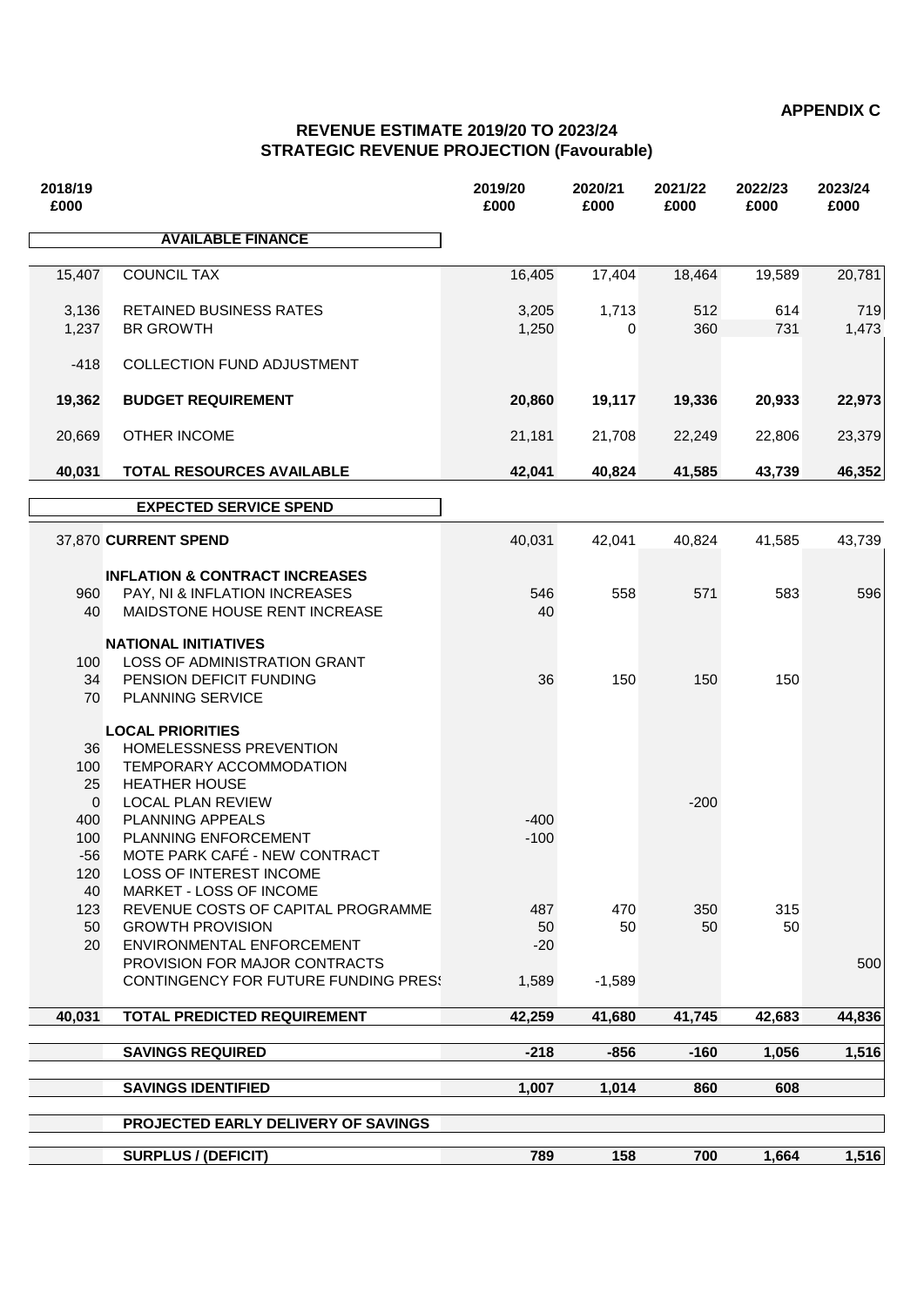**APPENDIX C**

# REVENUE ESTIMATE 2019/20 TO 2023/24
## STRATEGIC REVENUE PROJECTION (Favourable)

| 2018/19 £000 | | 2019/20 £000 | 2020/21 £000 | 2021/22 £000 | 2022/23 £000 | 2023/24 £000 |
|---|---|---|---|---|---|---|
| | **AVAILABLE FINANCE** | | | | | |
| 15,407 | COUNCIL TAX | 16,405 | 17,404 | 18,464 | 19,589 | 20,781 |
| 3,136 | RETAINED BUSINESS RATES | 3,205 | 1,713 | 512 | 614 | 719 |
| 1,237 | BR GROWTH | 1,250 | 0 | 360 | 731 | 1,473 |
| -418 | COLLECTION FUND ADJUSTMENT | | | | | |
| **19,362** | **BUDGET REQUIREMENT** | **20,860** | **19,117** | **19,336** | **20,933** | **22,973** |
| 20,669 | OTHER INCOME | 21,181 | 21,708 | 22,249 | 22,806 | 23,379 |
| **40,031** | **TOTAL RESOURCES AVAILABLE** | **42,041** | **40,824** | **41,585** | **43,739** | **46,352** |
| | **EXPECTED SERVICE SPEND** | | | | | |
| 37,870 | **CURRENT SPEND** | 40,031 | 42,041 | 40,824 | 41,585 | 43,739 |
| | **INFLATION & CONTRACT INCREASES** | | | | | |
| 960 | PAY, NI & INFLATION INCREASES | 546 | 558 | 571 | 583 | 596 |
| 40 | MAIDSTONE HOUSE RENT INCREASE | 40 | | | | |
| | **NATIONAL INITIATIVES** | | | | | |
| 100 | LOSS OF ADMINISTRATION GRANT | | | | | |
| 34 | PENSION DEFICIT FUNDING | 36 | 150 | 150 | 150 | |
| 70 | PLANNING SERVICE | | | | | |
| | **LOCAL PRIORITIES** | | | | | |
| 36 | HOMELESSNESS PREVENTION | | | | | |
| 100 | TEMPORARY ACCOMMODATION | | | | | |
| 25 | HEATHER HOUSE | | | | | |
| 0 | LOCAL PLAN REVIEW | | | -200 | | |
| 400 | PLANNING APPEALS | -400 | | | | |
| 100 | PLANNING ENFORCEMENT | -100 | | | | |
| -56 | MOTE PARK CAFÉ - NEW CONTRACT | | | | | |
| 120 | LOSS OF INTEREST INCOME | | | | | |
| 40 | MARKET - LOSS OF INCOME | | | | | |
| 123 | REVENUE COSTS OF CAPITAL PROGRAMME | 487 | 470 | 350 | 315 | |
| 50 | GROWTH PROVISION | 50 | 50 | 50 | 50 | |
| 20 | ENVIRONMENTAL ENFORCEMENT | -20 | | | | |
| | PROVISION FOR MAJOR CONTRACTS | | | | | 500 |
| | CONTINGENCY FOR FUTURE FUNDING PRES! | 1,589 | -1,589 | | | |
| **40,031** | **TOTAL PREDICTED REQUIREMENT** | **42,259** | **41,680** | **41,745** | **42,683** | **44,836** |
| | **SAVINGS REQUIRED** | **-218** | **-856** | **-160** | **1,056** | **1,516** |
| | **SAVINGS IDENTIFIED** | **1,007** | **1,014** | **860** | **608** | |
| | **PROJECTED EARLY DELIVERY OF SAVINGS** | | | | | |
| | **SURPLUS / (DEFICIT)** | **789** | **158** | **700** | **1,664** | **1,516** |